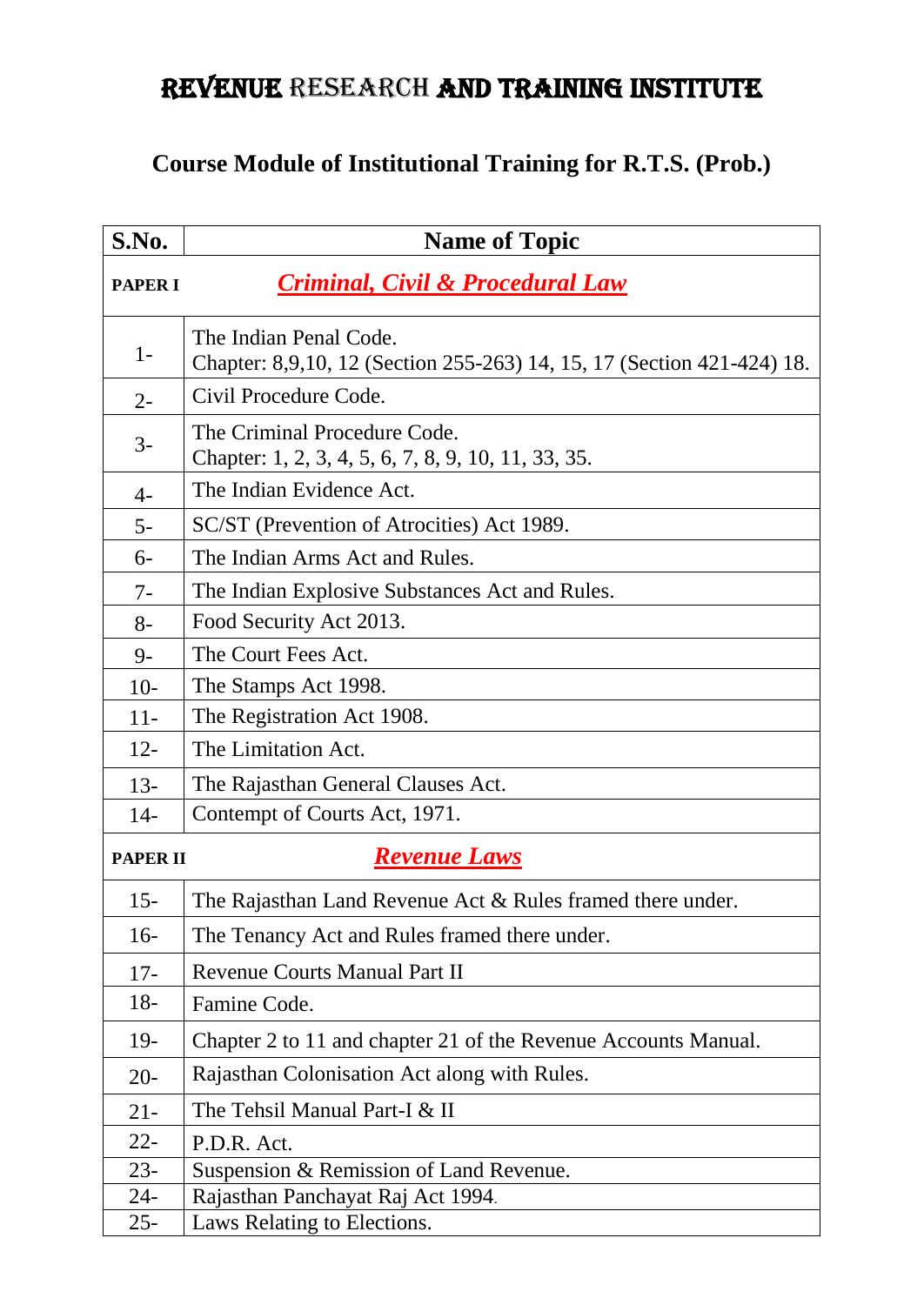# REVENUE RESEARCH AND TRAINING INSTITUTE

## Course Module of Institutional Training for R.T.S. (Prob.)

| S.No. | Name of Topic |
|---|---|
| **PAPER I** | ***Criminal, Civil & Procedural Law*** |
| 1- | The Indian Penal Code.<br>Chapter: 8,9,10, 12 (Section 255-263) 14, 15, 17 (Section 421-424) 18. |
| 2- | Civil Procedure Code. |
| 3- | The Criminal Procedure Code.<br>Chapter: 1, 2, 3, 4, 5, 6, 7, 8, 9, 10, 11, 33, 35. |
| 4- | The Indian Evidence Act. |
| 5- | SC/ST (Prevention of Atrocities) Act 1989. |
| 6- | The Indian Arms Act and Rules. |
| 7- | The Indian Explosive Substances Act and Rules. |
| 8- | Food Security Act 2013. |
| 9- | The Court Fees Act. |
| 10- | The Stamps Act 1998. |
| 11- | The Registration Act 1908. |
| 12- | The Limitation Act. |
| 13- | The Rajasthan General Clauses Act. |
| 14- | Contempt of Courts Act, 1971. |
| **PAPER II** | ***Revenue Laws*** |
| 15- | The Rajasthan Land Revenue Act & Rules framed there under. |
| 16- | The Tenancy Act and Rules framed there under. |
| 17- | Revenue Courts Manual Part II |
| 18- | Famine Code. |
| 19- | Chapter 2 to 11 and chapter 21 of the Revenue Accounts Manual. |
| 20- | Rajasthan Colonisation Act along with Rules. |
| 21- | The Tehsil Manual Part-I & II |
| 22- | P.D.R. Act. |
| 23- | Suspension & Remission of Land Revenue. |
| 24- | Rajasthan Panchayat Raj Act 1994. |
| 25- | Laws Relating to Elections. |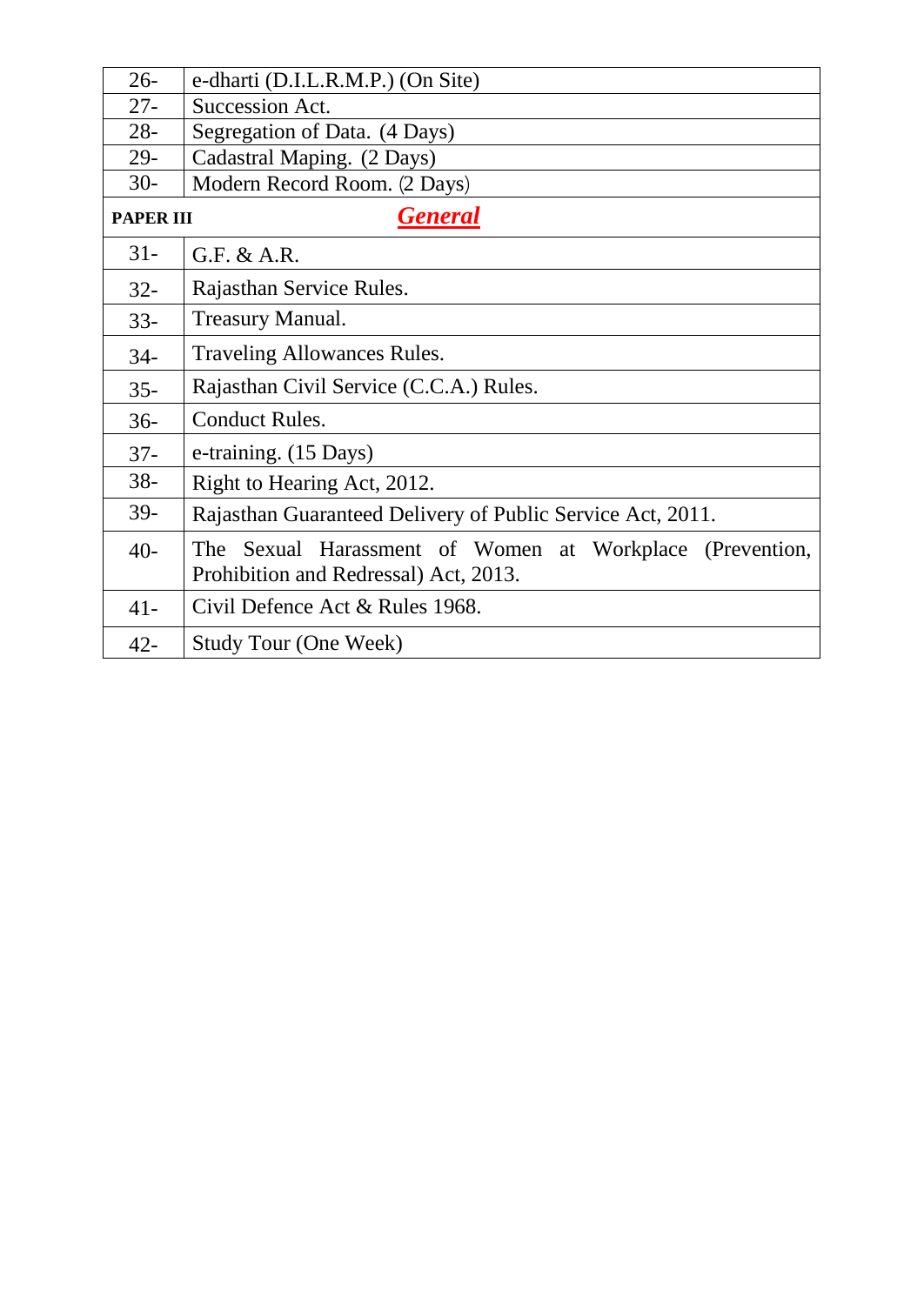| | |
|---|---|
| 26- | e-dharti (D.I.L.R.M.P.) (On Site) |
| 27- | Succession Act. |
| 28- | Segregation of Data. (4 Days) |
| 29- | Cadastral Maping. (2 Days) |
| 30- | Modern Record Room. (2 Days) |
| **PAPER III** | ***General*** |
| 31- | G.F. & A.R. |
| 32- | Rajasthan Service Rules. |
| 33- | Treasury Manual. |
| 34- | Traveling Allowances Rules. |
| 35- | Rajasthan Civil Service (C.C.A.) Rules. |
| 36- | Conduct Rules. |
| 37- | e-training. (15 Days) |
| 38- | Right to Hearing Act, 2012. |
| 39- | Rajasthan Guaranteed Delivery of Public Service Act, 2011. |
| 40- | The Sexual Harassment of Women at Workplace (Prevention, Prohibition and Redressal) Act, 2013. |
| 41- | Civil Defence Act & Rules 1968. |
| 42- | Study Tour (One Week) |